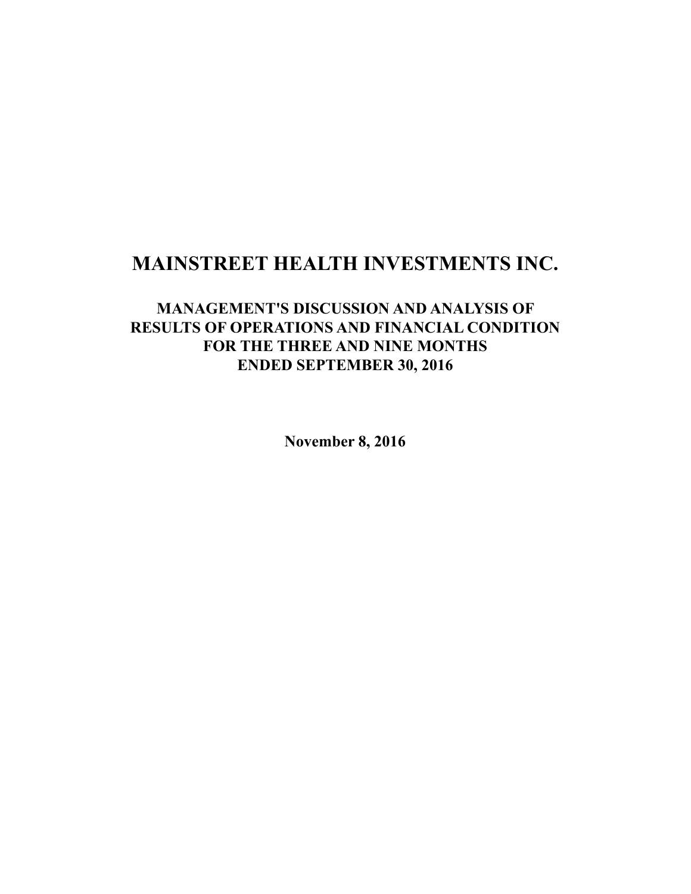# MAINSTREET HEALTH INVESTMENTS INC.

## MANAGEMENT'S DISCUSSION AND ANALYSIS OF RESULTS OF OPERATIONS AND FINANCIAL CONDITION FOR THE THREE AND NINE MONTHS ENDED SEPTEMBER 30, 2016

**November 8, 2016**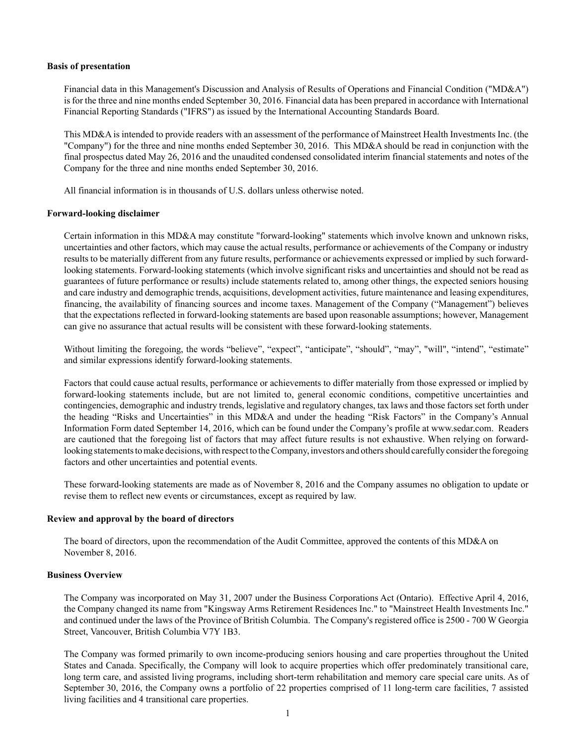### Basis of presentation

Financial data in this Management's Discussion and Analysis of Results of Operations and Financial Condition ("MD&A") is for the three and nine months ended September 30, 2016. Financial data has been prepared in accordance with International Financial Reporting Standards ("IFRS") as issued by the International Accounting Standards Board.

This MD&A is intended to provide readers with an assessment of the performance of Mainstreet Health Investments Inc. (the "Company") for the three and nine months ended September 30, 2016. This MD&A should be read in conjunction with the final prospectus dated May 26, 2016 and the unaudited condensed consolidated interim financial statements and notes of the Company for the three and nine months ended September 30, 2016.

All financial information is in thousands of U.S. dollars unless otherwise noted.

### Forward-looking disclaimer

Certain information in this MD&A may constitute "forward-looking" statements which involve known and unknown risks, uncertainties and other factors, which may cause the actual results, performance or achievements of the Company or industry results to be materially different from any future results, performance or achievements expressed or implied by such forward-looking statements. Forward-looking statements (which involve significant risks and uncertainties and should not be read as guarantees of future performance or results) include statements related to, among other things, the expected seniors housing and care industry and demographic trends, acquisitions, development activities, future maintenance and leasing expenditures, financing, the availability of financing sources and income taxes. Management of the Company ("Management") believes that the expectations reflected in forward-looking statements are based upon reasonable assumptions; however, Management can give no assurance that actual results will be consistent with these forward-looking statements.

Without limiting the foregoing, the words "believe", "expect", "anticipate", "should", "may", "will", "intend", "estimate" and similar expressions identify forward-looking statements.

Factors that could cause actual results, performance or achievements to differ materially from those expressed or implied by forward-looking statements include, but are not limited to, general economic conditions, competitive uncertainties and contingencies, demographic and industry trends, legislative and regulatory changes, tax laws and those factors set forth under the heading "Risks and Uncertainties" in this MD&A and under the heading "Risk Factors" in the Company's Annual Information Form dated September 14, 2016, which can be found under the Company's profile at www.sedar.com. Readers are cautioned that the foregoing list of factors that may affect future results is not exhaustive. When relying on forward-looking statements to make decisions, with respect to the Company, investors and others should carefully consider the foregoing factors and other uncertainties and potential events.

These forward-looking statements are made as of November 8, 2016 and the Company assumes no obligation to update or revise them to reflect new events or circumstances, except as required by law.

### Review and approval by the board of directors

The board of directors, upon the recommendation of the Audit Committee, approved the contents of this MD&A on November 8, 2016.

### Business Overview

The Company was incorporated on May 31, 2007 under the Business Corporations Act (Ontario). Effective April 4, 2016, the Company changed its name from "Kingsway Arms Retirement Residences Inc." to "Mainstreet Health Investments Inc." and continued under the laws of the Province of British Columbia. The Company's registered office is 2500 - 700 W Georgia Street, Vancouver, British Columbia V7Y 1B3.

The Company was formed primarily to own income-producing seniors housing and care properties throughout the United States and Canada. Specifically, the Company will look to acquire properties which offer predominately transitional care, long term care, and assisted living programs, including short-term rehabilitation and memory care special care units. As of September 30, 2016, the Company owns a portfolio of 22 properties comprised of 11 long-term care facilities, 7 assisted living facilities and 4 transitional care properties.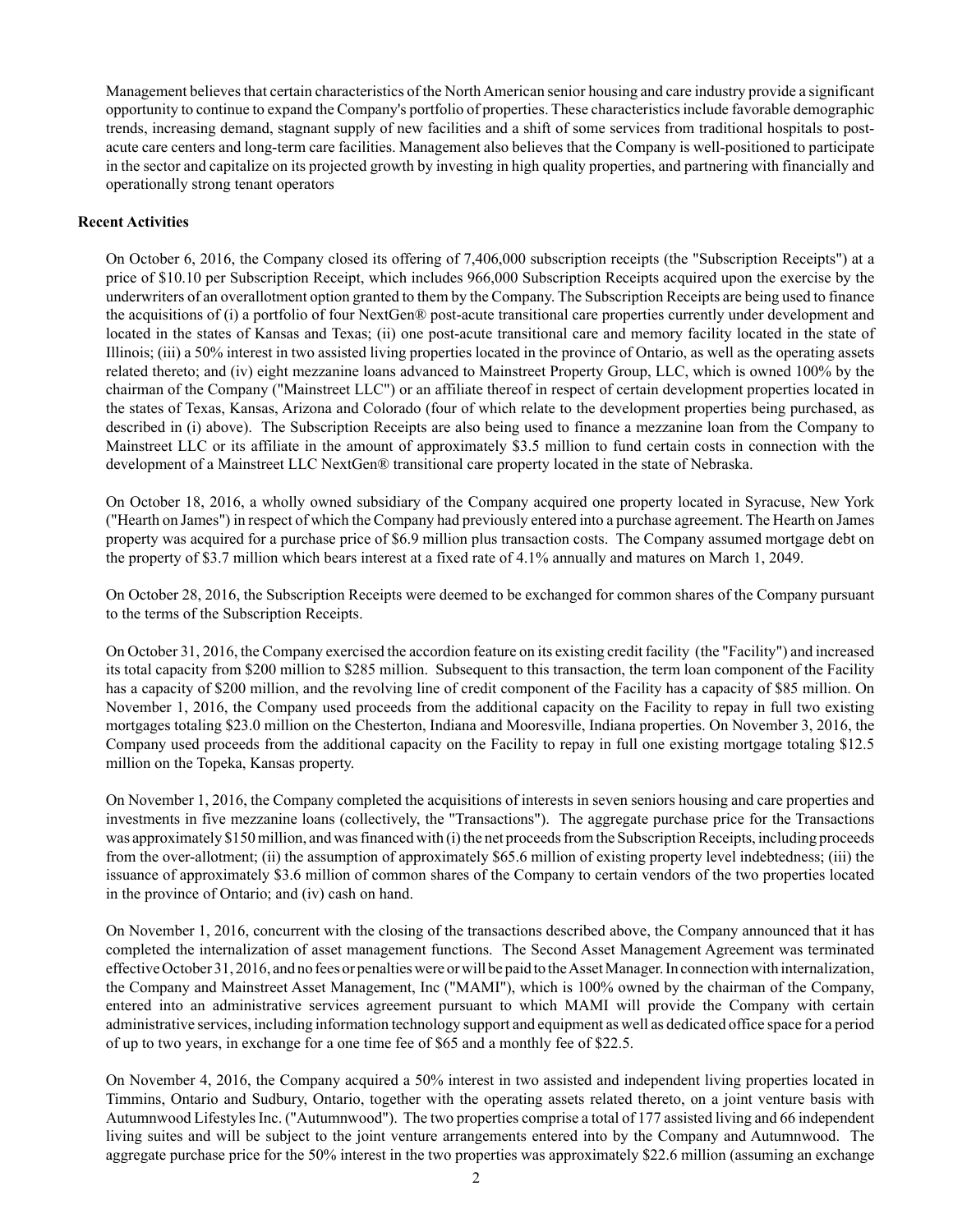Management believes that certain characteristics of the North American senior housing and care industry provide a significant opportunity to continue to expand the Company's portfolio of properties. These characteristics include favorable demographic trends, increasing demand, stagnant supply of new facilities and a shift of some services from traditional hospitals to post-acute care centers and long-term care facilities. Management also believes that the Company is well-positioned to participate in the sector and capitalize on its projected growth by investing in high quality properties, and partnering with financially and operationally strong tenant operators

**Recent Activities**

On October 6, 2016, the Company closed its offering of 7,406,000 subscription receipts (the "Subscription Receipts") at a price of $10.10 per Subscription Receipt, which includes 966,000 Subscription Receipts acquired upon the exercise by the underwriters of an overallotment option granted to them by the Company. The Subscription Receipts are being used to finance the acquisitions of (i) a portfolio of four NextGen® post-acute transitional care properties currently under development and located in the states of Kansas and Texas; (ii) one post-acute transitional care and memory facility located in the state of Illinois; (iii) a 50% interest in two assisted living properties located in the province of Ontario, as well as the operating assets related thereto; and (iv) eight mezzanine loans advanced to Mainstreet Property Group, LLC, which is owned 100% by the chairman of the Company ("Mainstreet LLC") or an affiliate thereof in respect of certain development properties located in the states of Texas, Kansas, Arizona and Colorado (four of which relate to the development properties being purchased, as described in (i) above). The Subscription Receipts are also being used to finance a mezzanine loan from the Company to Mainstreet LLC or its affiliate in the amount of approximately $3.5 million to fund certain costs in connection with the development of a Mainstreet LLC NextGen® transitional care property located in the state of Nebraska.

On October 18, 2016, a wholly owned subsidiary of the Company acquired one property located in Syracuse, New York ("Hearth on James") in respect of which the Company had previously entered into a purchase agreement. The Hearth on James property was acquired for a purchase price of $6.9 million plus transaction costs. The Company assumed mortgage debt on the property of $3.7 million which bears interest at a fixed rate of 4.1% annually and matures on March 1, 2049.

On October 28, 2016, the Subscription Receipts were deemed to be exchanged for common shares of the Company pursuant to the terms of the Subscription Receipts.

On October 31, 2016, the Company exercised the accordion feature on its existing credit facility (the "Facility") and increased its total capacity from $200 million to $285 million. Subsequent to this transaction, the term loan component of the Facility has a capacity of $200 million, and the revolving line of credit component of the Facility has a capacity of $85 million. On November 1, 2016, the Company used proceeds from the additional capacity on the Facility to repay in full two existing mortgages totaling $23.0 million on the Chesterton, Indiana and Mooresville, Indiana properties. On November 3, 2016, the Company used proceeds from the additional capacity on the Facility to repay in full one existing mortgage totaling $12.5 million on the Topeka, Kansas property.

On November 1, 2016, the Company completed the acquisitions of interests in seven seniors housing and care properties and investments in five mezzanine loans (collectively, the "Transactions"). The aggregate purchase price for the Transactions was approximately $150 million, and was financed with (i) the net proceeds from the Subscription Receipts, including proceeds from the over-allotment; (ii) the assumption of approximately $65.6 million of existing property level indebtedness; (iii) the issuance of approximately $3.6 million of common shares of the Company to certain vendors of the two properties located in the province of Ontario; and (iv) cash on hand.

On November 1, 2016, concurrent with the closing of the transactions described above, the Company announced that it has completed the internalization of asset management functions. The Second Asset Management Agreement was terminated effective October 31, 2016, and no fees or penalties were or will be paid to the Asset Manager. In connection with internalization, the Company and Mainstreet Asset Management, Inc ("MAMI"), which is 100% owned by the chairman of the Company, entered into an administrative services agreement pursuant to which MAMI will provide the Company with certain administrative services, including information technology support and equipment as well as dedicated office space for a period of up to two years, in exchange for a one time fee of $65 and a monthly fee of $22.5.

On November 4, 2016, the Company acquired a 50% interest in two assisted and independent living properties located in Timmins, Ontario and Sudbury, Ontario, together with the operating assets related thereto, on a joint venture basis with Autumnwood Lifestyles Inc. ("Autumnwood"). The two properties comprise a total of 177 assisted living and 66 independent living suites and will be subject to the joint venture arrangements entered into by the Company and Autumnwood. The aggregate purchase price for the 50% interest in the two properties was approximately $22.6 million (assuming an exchange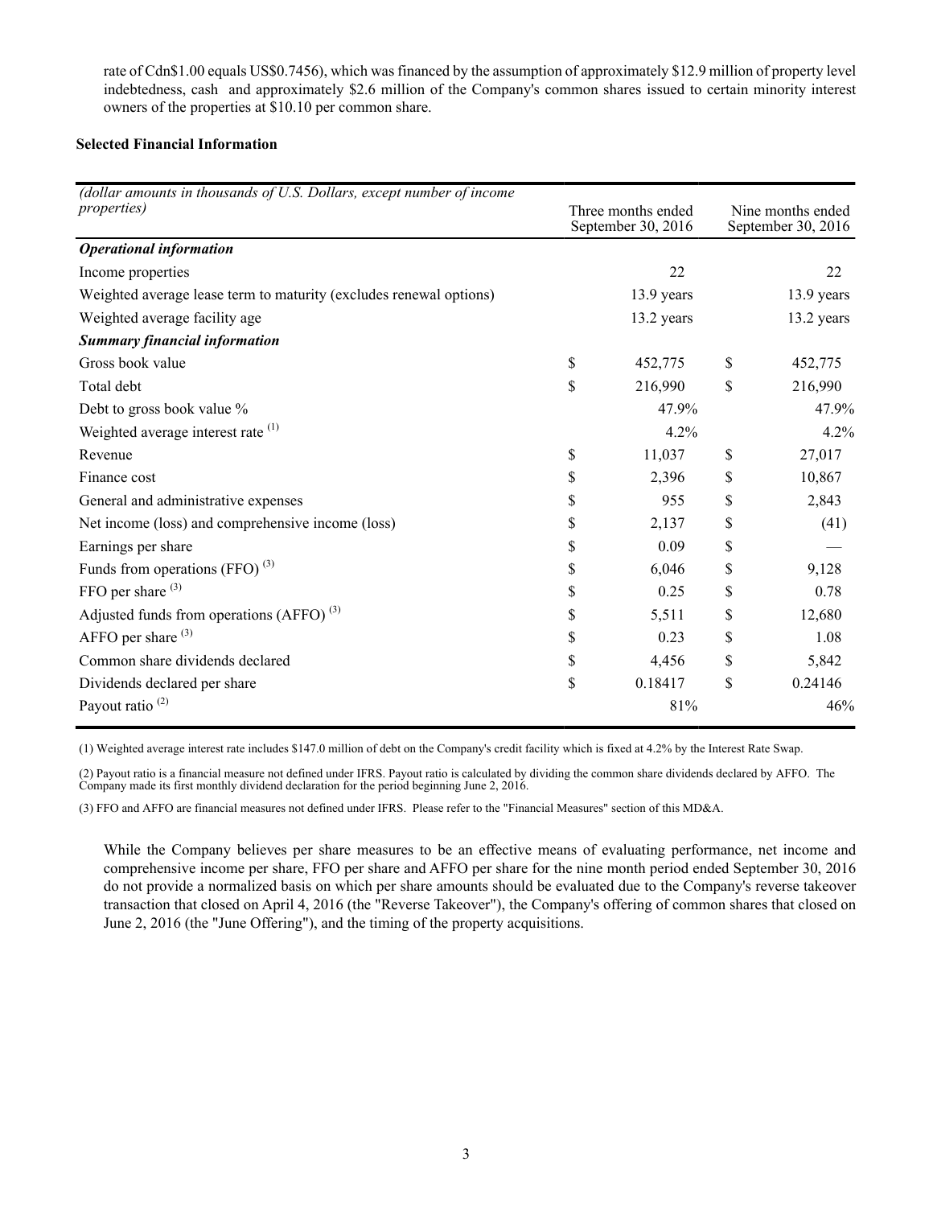rate of Cdn$1.00 equals US$0.7456), which was financed by the assumption of approximately $12.9 million of property level indebtedness, cash and approximately $2.6 million of the Company's common shares issued to certain minority interest owners of the properties at $10.10 per common share.

**Selected Financial Information**

| *(dollar amounts in thousands of U.S. Dollars, except number of income properties)* | Three months ended September 30, 2016 | Nine months ended September 30, 2016 |
|---|---|---|
| ***Operational information*** | | |
| Income properties | 22 | 22 |
| Weighted average lease term to maturity (excludes renewal options) | 13.9 years | 13.9 years |
| Weighted average facility age | 13.2 years | 13.2 years |
| ***Summary financial information*** | | |
| Gross book value | $ 452,775 | $ 452,775 |
| Total debt | $ 216,990 | $ 216,990 |
| Debt to gross book value % | 47.9% | 47.9% |
| Weighted average interest rate [(1)] | 4.2% | 4.2% |
| Revenue | $ 11,037 | $ 27,017 |
| Finance cost | $ 2,396 | $ 10,867 |
| General and administrative expenses | $ 955 | $ 2,843 |
| Net income (loss) and comprehensive income (loss) | $ 2,137 | $ (41) |
| Earnings per share | $ 0.09 | $ — |
| Funds from operations (FFO) [(3)] | $ 6,046 | $ 9,128 |
| FFO per share [(3)] | $ 0.25 | $ 0.78 |
| Adjusted funds from operations (AFFO) [(3)] | $ 5,511 | $ 12,680 |
| AFFO per share [(3)] | $ 0.23 | $ 1.08 |
| Common share dividends declared | $ 4,456 | $ 5,842 |
| Dividends declared per share | $ 0.18417 | $ 0.24146 |
| Payout ratio [(2)] | 81% | 46% |

(1) Weighted average interest rate includes $147.0 million of debt on the Company's credit facility which is fixed at 4.2% by the Interest Rate Swap.

(2) Payout ratio is a financial measure not defined under IFRS. Payout ratio is calculated by dividing the common share dividends declared by AFFO. The Company made its first monthly dividend declaration for the period beginning June 2, 2016.

(3) FFO and AFFO are financial measures not defined under IFRS. Please refer to the "Financial Measures" section of this MD&A.

While the Company believes per share measures to be an effective means of evaluating performance, net income and comprehensive income per share, FFO per share and AFFO per share for the nine month period ended September 30, 2016 do not provide a normalized basis on which per share amounts should be evaluated due to the Company's reverse takeover transaction that closed on April 4, 2016 (the "Reverse Takeover"), the Company's offering of common shares that closed on June 2, 2016 (the "June Offering"), and the timing of the property acquisitions.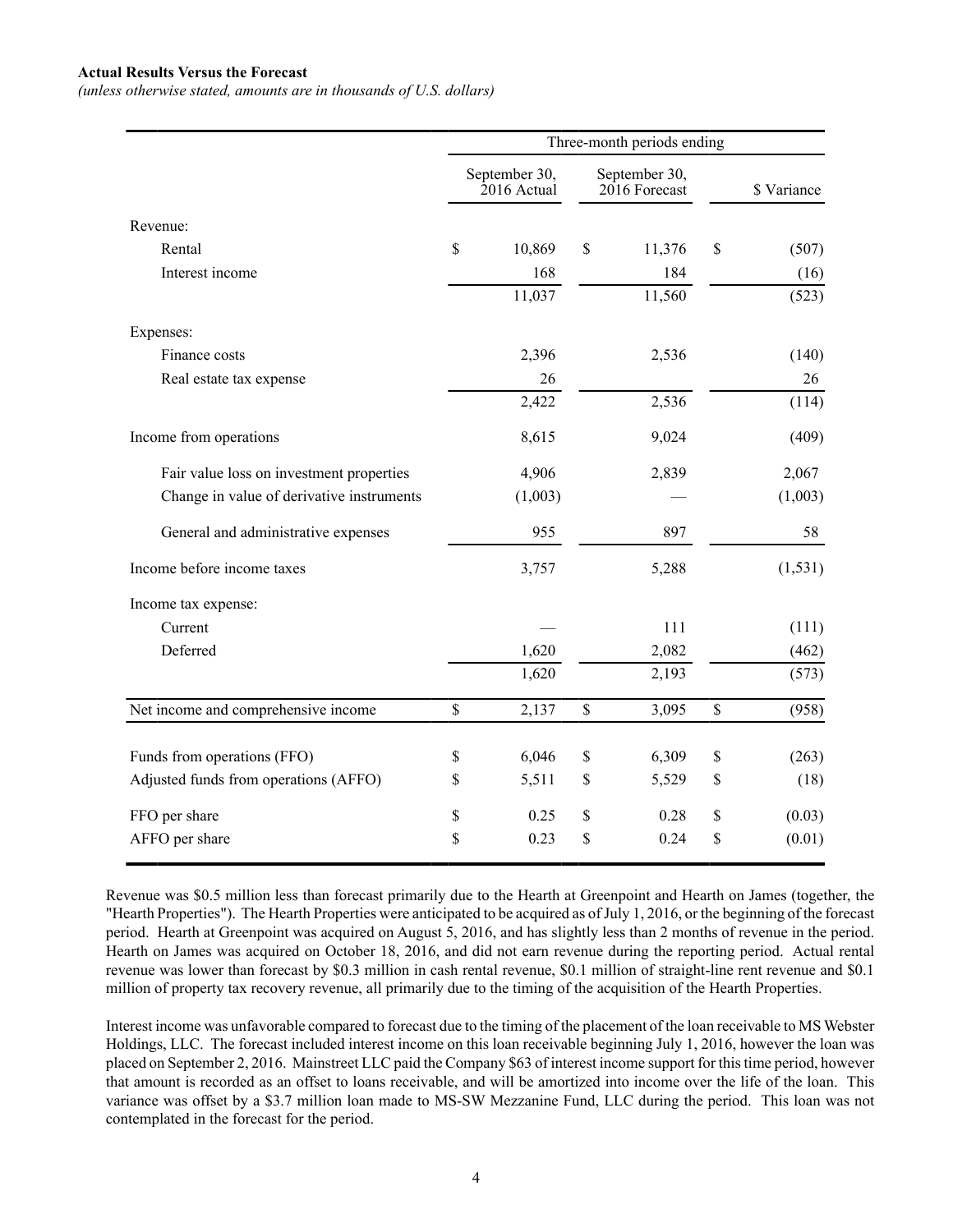**Actual Results Versus the Forecast**
*(unless otherwise stated, amounts are in thousands of U.S. dollars)*

| | Three-month periods ending | | |
|---|---|---|---|
| | September 30, 2016 Actual | September 30, 2016 Forecast | $ Variance |
| Revenue: | | | |
| Rental | $ 10,869 | $ 11,376 | $ (507) |
| Interest income | 168 | 184 | (16) |
| | 11,037 | 11,560 | (523) |
| Expenses: | | | |
| Finance costs | 2,396 | 2,536 | (140) |
| Real estate tax expense | 26 | | 26 |
| | 2,422 | 2,536 | (114) |
| Income from operations | 8,615 | 9,024 | (409) |
| Fair value loss on investment properties | 4,906 | 2,839 | 2,067 |
| Change in value of derivative instruments | (1,003) | — | (1,003) |
| General and administrative expenses | 955 | 897 | 58 |
| Income before income taxes | 3,757 | 5,288 | (1,531) |
| Income tax expense: | | | |
| Current | — | 111 | (111) |
| Deferred | 1,620 | 2,082 | (462) |
| | 1,620 | 2,193 | (573) |
| Net income and comprehensive income | $ 2,137 | $ 3,095 | $ (958) |
| Funds from operations (FFO) | $ 6,046 | $ 6,309 | $ (263) |
| Adjusted funds from operations (AFFO) | $ 5,511 | $ 5,529 | $ (18) |
| FFO per share | $ 0.25 | $ 0.28 | $ (0.03) |
| AFFO per share | $ 0.23 | $ 0.24 | $ (0.01) |

Revenue was $0.5 million less than forecast primarily due to the Hearth at Greenpoint and Hearth on James (together, the "Hearth Properties"). The Hearth Properties were anticipated to be acquired as of July 1, 2016, or the beginning of the forecast period. Hearth at Greenpoint was acquired on August 5, 2016, and has slightly less than 2 months of revenue in the period. Hearth on James was acquired on October 18, 2016, and did not earn revenue during the reporting period. Actual rental revenue was lower than forecast by $0.3 million in cash rental revenue, $0.1 million of straight-line rent revenue and $0.1 million of property tax recovery revenue, all primarily due to the timing of the acquisition of the Hearth Properties.

Interest income was unfavorable compared to forecast due to the timing of the placement of the loan receivable to MS Webster Holdings, LLC. The forecast included interest income on this loan receivable beginning July 1, 2016, however the loan was placed on September 2, 2016. Mainstreet LLC paid the Company $63 of interest income support for this time period, however that amount is recorded as an offset to loans receivable, and will be amortized into income over the life of the loan. This variance was offset by a $3.7 million loan made to MS-SW Mezzanine Fund, LLC during the period. This loan was not contemplated in the forecast for the period.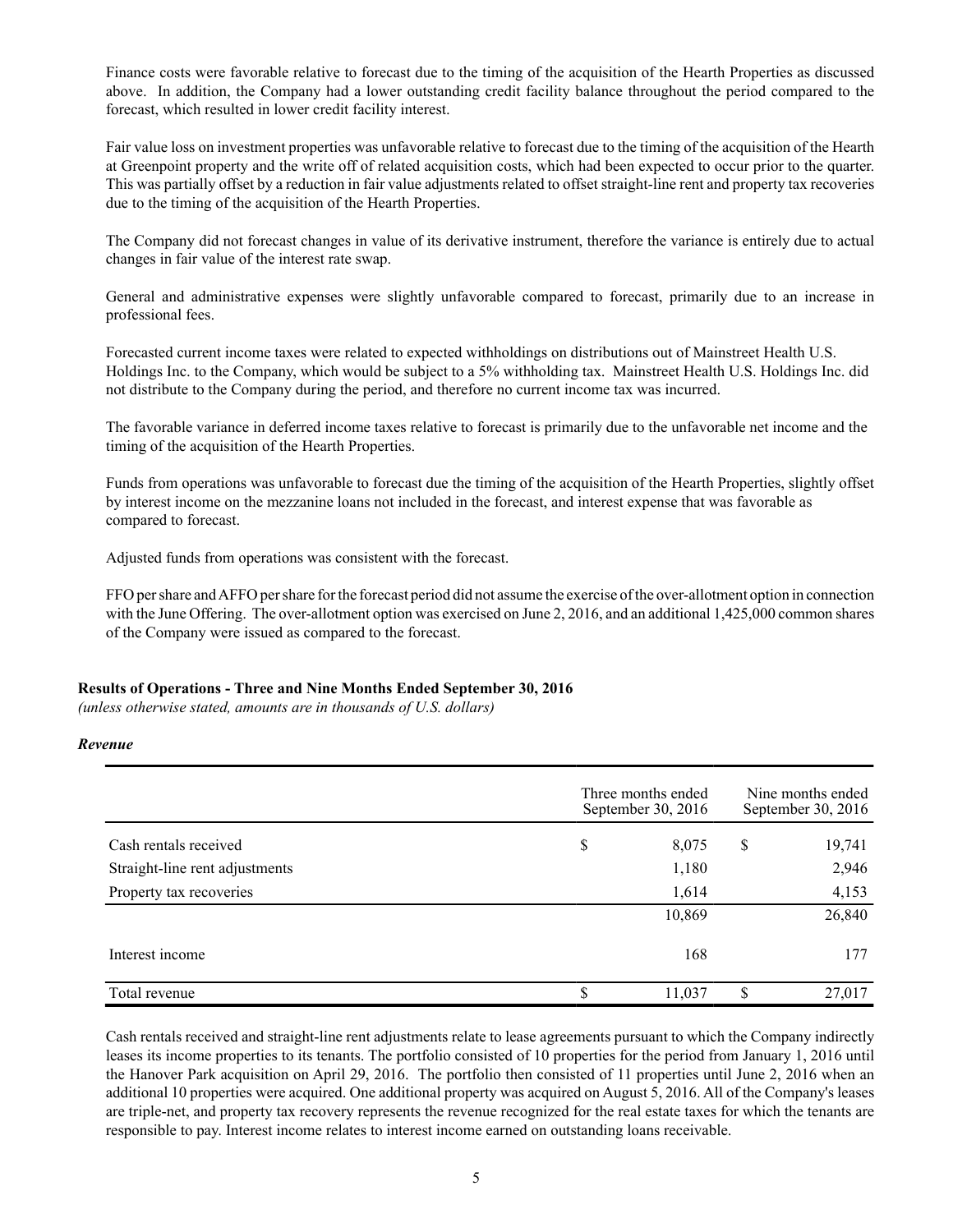Finance costs were favorable relative to forecast due to the timing of the acquisition of the Hearth Properties as discussed above. In addition, the Company had a lower outstanding credit facility balance throughout the period compared to the forecast, which resulted in lower credit facility interest.

Fair value loss on investment properties was unfavorable relative to forecast due to the timing of the acquisition of the Hearth at Greenpoint property and the write off of related acquisition costs, which had been expected to occur prior to the quarter. This was partially offset by a reduction in fair value adjustments related to offset straight-line rent and property tax recoveries due to the timing of the acquisition of the Hearth Properties.

The Company did not forecast changes in value of its derivative instrument, therefore the variance is entirely due to actual changes in fair value of the interest rate swap.

General and administrative expenses were slightly unfavorable compared to forecast, primarily due to an increase in professional fees.

Forecasted current income taxes were related to expected withholdings on distributions out of Mainstreet Health U.S. Holdings Inc. to the Company, which would be subject to a 5% withholding tax. Mainstreet Health U.S. Holdings Inc. did not distribute to the Company during the period, and therefore no current income tax was incurred.

The favorable variance in deferred income taxes relative to forecast is primarily due to the unfavorable net income and the timing of the acquisition of the Hearth Properties.

Funds from operations was unfavorable to forecast due the timing of the acquisition of the Hearth Properties, slightly offset by interest income on the mezzanine loans not included in the forecast, and interest expense that was favorable as compared to forecast.

Adjusted funds from operations was consistent with the forecast.

FFO per share and AFFO per share for the forecast period did not assume the exercise of the over-allotment option in connection with the June Offering. The over-allotment option was exercised on June 2, 2016, and an additional 1,425,000 common shares of the Company were issued as compared to the forecast.

**Results of Operations - Three and Nine Months Ended September 30, 2016**

*(unless otherwise stated, amounts are in thousands of U.S. dollars)*

***Revenue***

| | Three months ended September 30, 2016 | Nine months ended September 30, 2016 |
|---|---|---|
| Cash rentals received | $ 8,075 | $ 19,741 |
| Straight-line rent adjustments | 1,180 | 2,946 |
| Property tax recoveries | 1,614 | 4,153 |
| | 10,869 | 26,840 |
| Interest income | 168 | 177 |
| Total revenue | $ 11,037 | $ 27,017 |

Cash rentals received and straight-line rent adjustments relate to lease agreements pursuant to which the Company indirectly leases its income properties to its tenants. The portfolio consisted of 10 properties for the period from January 1, 2016 until the Hanover Park acquisition on April 29, 2016. The portfolio then consisted of 11 properties until June 2, 2016 when an additional 10 properties were acquired. One additional property was acquired on August 5, 2016. All of the Company's leases are triple-net, and property tax recovery represents the revenue recognized for the real estate taxes for which the tenants are responsible to pay. Interest income relates to interest income earned on outstanding loans receivable.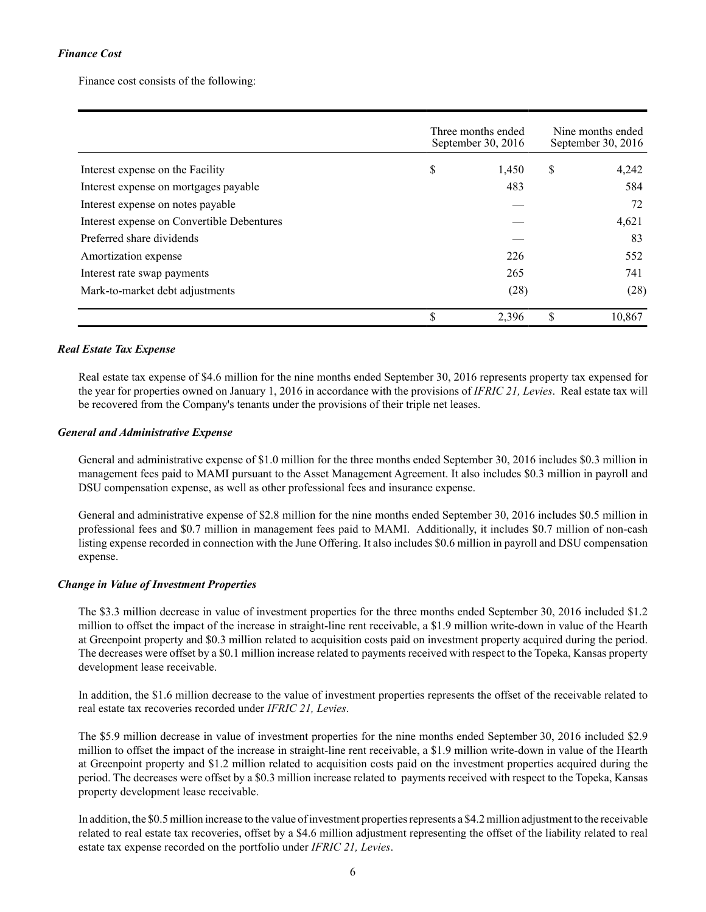### *Finance Cost*

Finance cost consists of the following:

| | Three months ended September 30, 2016 | Nine months ended September 30, 2016 |
|---|---|---|
| Interest expense on the Facility | $ 1,450 | $ 4,242 |
| Interest expense on mortgages payable | 483 | 584 |
| Interest expense on notes payable | — | 72 |
| Interest expense on Convertible Debentures | — | 4,621 |
| Preferred share dividends | — | 83 |
| Amortization expense | 226 | 552 |
| Interest rate swap payments | 265 | 741 |
| Mark-to-market debt adjustments | (28) | (28) |
| | $ 2,396 | $ 10,867 |

### *Real Estate Tax Expense*

Real estate tax expense of $4.6 million for the nine months ended September 30, 2016 represents property tax expensed for the year for properties owned on January 1, 2016 in accordance with the provisions of *IFRIC 21, Levies*. Real estate tax will be recovered from the Company's tenants under the provisions of their triple net leases.

### *General and Administrative Expense*

General and administrative expense of $1.0 million for the three months ended September 30, 2016 includes $0.3 million in management fees paid to MAMI pursuant to the Asset Management Agreement. It also includes $0.3 million in payroll and DSU compensation expense, as well as other professional fees and insurance expense.

General and administrative expense of $2.8 million for the nine months ended September 30, 2016 includes $0.5 million in professional fees and $0.7 million in management fees paid to MAMI. Additionally, it includes $0.7 million of non-cash listing expense recorded in connection with the June Offering. It also includes $0.6 million in payroll and DSU compensation expense.

### *Change in Value of Investment Properties*

The $3.3 million decrease in value of investment properties for the three months ended September 30, 2016 included $1.2 million to offset the impact of the increase in straight-line rent receivable, a $1.9 million write-down in value of the Hearth at Greenpoint property and $0.3 million related to acquisition costs paid on investment property acquired during the period. The decreases were offset by a $0.1 million increase related to payments received with respect to the Topeka, Kansas property development lease receivable.

In addition, the $1.6 million decrease to the value of investment properties represents the offset of the receivable related to real estate tax recoveries recorded under *IFRIC 21, Levies*.

The $5.9 million decrease in value of investment properties for the nine months ended September 30, 2016 included $2.9 million to offset the impact of the increase in straight-line rent receivable, a $1.9 million write-down in value of the Hearth at Greenpoint property and $1.2 million related to acquisition costs paid on the investment properties acquired during the period. The decreases were offset by a $0.3 million increase related to payments received with respect to the Topeka, Kansas property development lease receivable.

In addition, the $0.5 million increase to the value of investment properties represents a $4.2 million adjustment to the receivable related to real estate tax recoveries, offset by a $4.6 million adjustment representing the offset of the liability related to real estate tax expense recorded on the portfolio under *IFRIC 21, Levies*.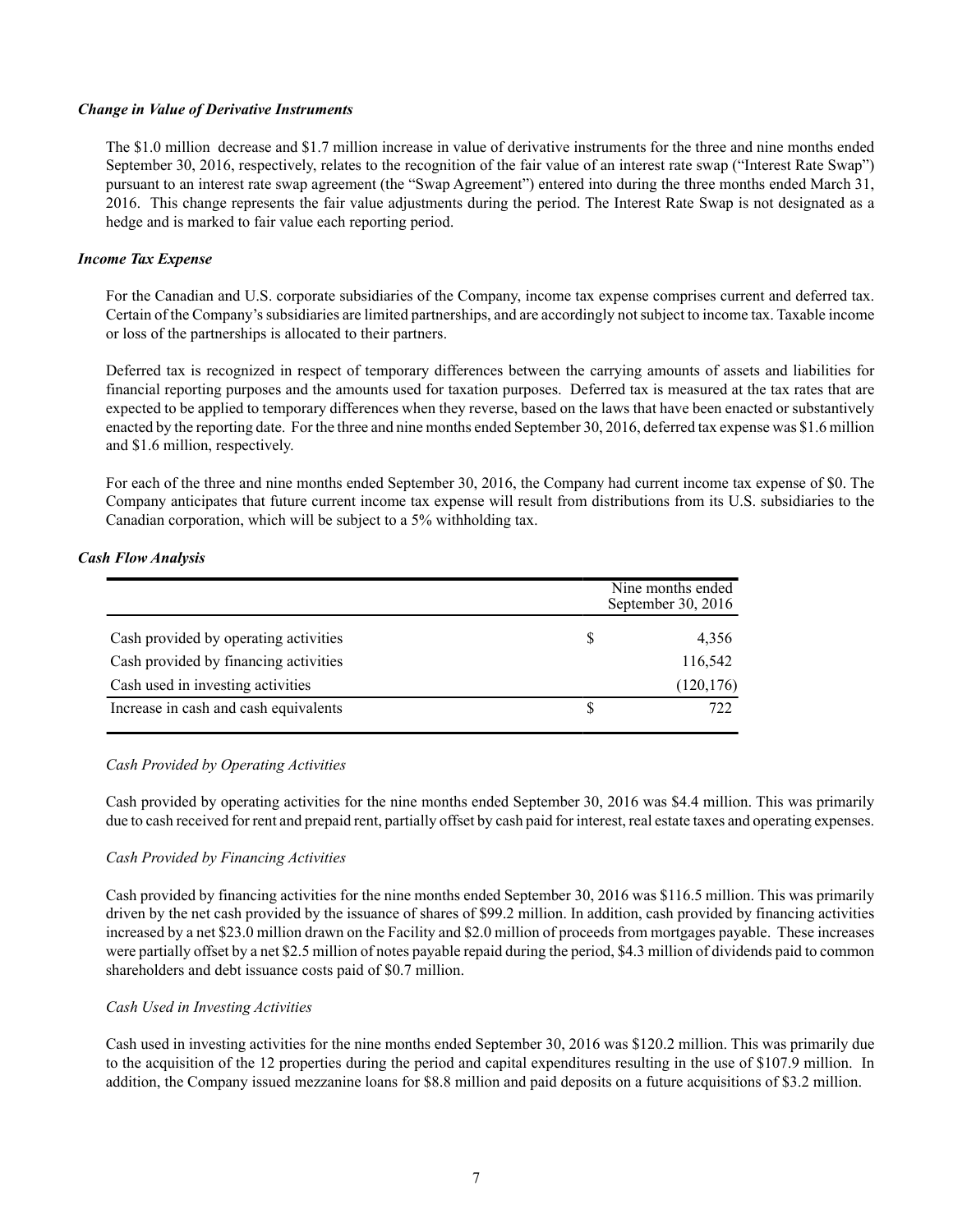### *Change in Value of Derivative Instruments*

The \$1.0 million decrease and \$1.7 million increase in value of derivative instruments for the three and nine months ended September 30, 2016, respectively, relates to the recognition of the fair value of an interest rate swap ("Interest Rate Swap") pursuant to an interest rate swap agreement (the "Swap Agreement") entered into during the three months ended March 31, 2016. This change represents the fair value adjustments during the period. The Interest Rate Swap is not designated as a hedge and is marked to fair value each reporting period.

### *Income Tax Expense*

For the Canadian and U.S. corporate subsidiaries of the Company, income tax expense comprises current and deferred tax. Certain of the Company's subsidiaries are limited partnerships, and are accordingly not subject to income tax. Taxable income or loss of the partnerships is allocated to their partners.

Deferred tax is recognized in respect of temporary differences between the carrying amounts of assets and liabilities for financial reporting purposes and the amounts used for taxation purposes. Deferred tax is measured at the tax rates that are expected to be applied to temporary differences when they reverse, based on the laws that have been enacted or substantively enacted by the reporting date. For the three and nine months ended September 30, 2016, deferred tax expense was \$1.6 million and \$1.6 million, respectively.

For each of the three and nine months ended September 30, 2016, the Company had current income tax expense of \$0. The Company anticipates that future current income tax expense will result from distributions from its U.S. subsidiaries to the Canadian corporation, which will be subject to a 5% withholding tax.

### *Cash Flow Analysis*

| | Nine months ended September 30, 2016 |
|---|---|
| Cash provided by operating activities | \$ 4,356 |
| Cash provided by financing activities | 116,542 |
| Cash used in investing activities | (120,176) |
| Increase in cash and cash equivalents | \$ 722 |

*Cash Provided by Operating Activities*

Cash provided by operating activities for the nine months ended September 30, 2016 was \$4.4 million. This was primarily due to cash received for rent and prepaid rent, partially offset by cash paid for interest, real estate taxes and operating expenses.

*Cash Provided by Financing Activities*

Cash provided by financing activities for the nine months ended September 30, 2016 was \$116.5 million. This was primarily driven by the net cash provided by the issuance of shares of \$99.2 million. In addition, cash provided by financing activities increased by a net \$23.0 million drawn on the Facility and \$2.0 million of proceeds from mortgages payable. These increases were partially offset by a net \$2.5 million of notes payable repaid during the period, \$4.3 million of dividends paid to common shareholders and debt issuance costs paid of \$0.7 million.

*Cash Used in Investing Activities*

Cash used in investing activities for the nine months ended September 30, 2016 was \$120.2 million. This was primarily due to the acquisition of the 12 properties during the period and capital expenditures resulting in the use of \$107.9 million. In addition, the Company issued mezzanine loans for \$8.8 million and paid deposits on a future acquisitions of \$3.2 million.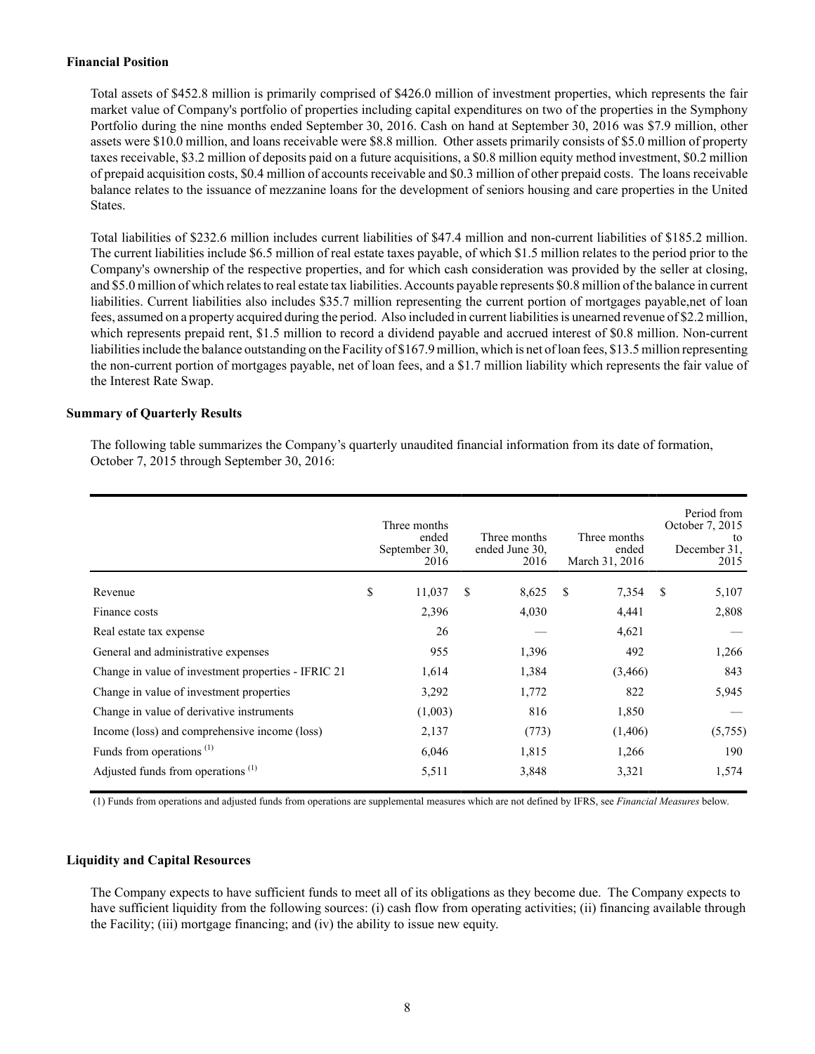**Financial Position**

Total assets of $452.8 million is primarily comprised of $426.0 million of investment properties, which represents the fair market value of Company's portfolio of properties including capital expenditures on two of the properties in the Symphony Portfolio during the nine months ended September 30, 2016. Cash on hand at September 30, 2016 was $7.9 million, other assets were $10.0 million, and loans receivable were $8.8 million. Other assets primarily consists of $5.0 million of property taxes receivable, $3.2 million of deposits paid on a future acquisitions, a $0.8 million equity method investment, $0.2 million of prepaid acquisition costs, $0.4 million of accounts receivable and $0.3 million of other prepaid costs. The loans receivable balance relates to the issuance of mezzanine loans for the development of seniors housing and care properties in the United States.

Total liabilities of $232.6 million includes current liabilities of $47.4 million and non-current liabilities of $185.2 million. The current liabilities include $6.5 million of real estate taxes payable, of which $1.5 million relates to the period prior to the Company's ownership of the respective properties, and for which cash consideration was provided by the seller at closing, and $5.0 million of which relates to real estate tax liabilities. Accounts payable represents $0.8 million of the balance in current liabilities. Current liabilities also includes $35.7 million representing the current portion of mortgages payable,net of loan fees, assumed on a property acquired during the period. Also included in current liabilities is unearned revenue of $2.2 million, which represents prepaid rent, $1.5 million to record a dividend payable and accrued interest of $0.8 million. Non-current liabilities include the balance outstanding on the Facility of $167.9 million, which is net of loan fees, $13.5 million representing the non-current portion of mortgages payable, net of loan fees, and a $1.7 million liability which represents the fair value of the Interest Rate Swap.

**Summary of Quarterly Results**

The following table summarizes the Company's quarterly unaudited financial information from its date of formation, October 7, 2015 through September 30, 2016:

| | Three months ended September 30, 2016 | Three months ended June 30, 2016 | Three months ended March 31, 2016 | Period from October 7, 2015 to December 31, 2015 |
|---|---|---|---|---|
| Revenue | $ 11,037 | $ 8,625 | $ 7,354 | $ 5,107 |
| Finance costs | 2,396 | 4,030 | 4,441 | 2,808 |
| Real estate tax expense | 26 | — | 4,621 | — |
| General and administrative expenses | 955 | 1,396 | 492 | 1,266 |
| Change in value of investment properties - IFRIC 21 | 1,614 | 1,384 | (3,466) | 843 |
| Change in value of investment properties | 3,292 | 1,772 | 822 | 5,945 |
| Change in value of derivative instruments | (1,003) | 816 | 1,850 | — |
| Income (loss) and comprehensive income (loss) | 2,137 | (773) | (1,406) | (5,755) |
| Funds from operations [(1)] | 6,046 | 1,815 | 1,266 | 190 |
| Adjusted funds from operations [(1)] | 5,511 | 3,848 | 3,321 | 1,574 |

(1) Funds from operations and adjusted funds from operations are supplemental measures which are not defined by IFRS, see *Financial Measures* below.

**Liquidity and Capital Resources**

The Company expects to have sufficient funds to meet all of its obligations as they become due. The Company expects to have sufficient liquidity from the following sources: (i) cash flow from operating activities; (ii) financing available through the Facility; (iii) mortgage financing; and (iv) the ability to issue new equity.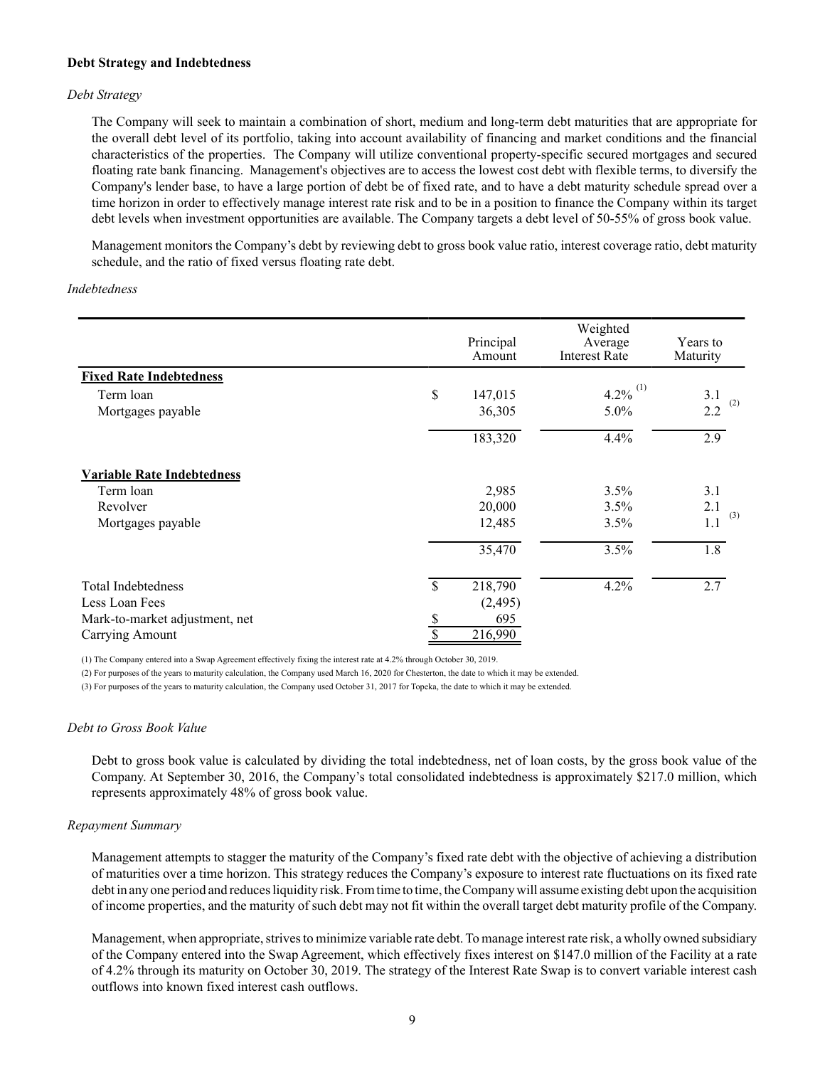**Debt Strategy and Indebtedness**

*Debt Strategy*

The Company will seek to maintain a combination of short, medium and long-term debt maturities that are appropriate for the overall debt level of its portfolio, taking into account availability of financing and market conditions and the financial characteristics of the properties. The Company will utilize conventional property-specific secured mortgages and secured floating rate bank financing. Management's objectives are to access the lowest cost debt with flexible terms, to diversify the Company's lender base, to have a large portion of debt be of fixed rate, and to have a debt maturity schedule spread over a time horizon in order to effectively manage interest rate risk and to be in a position to finance the Company within its target debt levels when investment opportunities are available. The Company targets a debt level of 50-55% of gross book value.

Management monitors the Company's debt by reviewing debt to gross book value ratio, interest coverage ratio, debt maturity schedule, and the ratio of fixed versus floating rate debt.

*Indebtedness*

| | Principal Amount | Weighted Average Interest Rate | Years to Maturity |
|---|---|---|---|
| **Fixed Rate Indebtedness** | | | |
| Term loan | $ 147,015 | 4.2% (1) | 3.1 |
| Mortgages payable | 36,305 | 5.0% | 2.2 (2) |
| | 183,320 | 4.4% | 2.9 |
| **Variable Rate Indebtedness** | | | |
| Term loan | 2,985 | 3.5% | 3.1 |
| Revolver | 20,000 | 3.5% | 2.1 |
| Mortgages payable | 12,485 | 3.5% | 1.1 (3) |
| | 35,470 | 3.5% | 1.8 |
| Total Indebtedness | $ 218,790 | 4.2% | 2.7 |
| Less Loan Fees | (2,495) | | |
| Mark-to-market adjustment, net | $ 695 | | |
| Carrying Amount | $ 216,990 | | |

(1) The Company entered into a Swap Agreement effectively fixing the interest rate at 4.2% through October 30, 2019.

(2) For purposes of the years to maturity calculation, the Company used March 16, 2020 for Chesterton, the date to which it may be extended.

(3) For purposes of the years to maturity calculation, the Company used October 31, 2017 for Topeka, the date to which it may be extended.

*Debt to Gross Book Value*

Debt to gross book value is calculated by dividing the total indebtedness, net of loan costs, by the gross book value of the Company. At September 30, 2016, the Company's total consolidated indebtedness is approximately $217.0 million, which represents approximately 48% of gross book value.

*Repayment Summary*

Management attempts to stagger the maturity of the Company's fixed rate debt with the objective of achieving a distribution of maturities over a time horizon. This strategy reduces the Company's exposure to interest rate fluctuations on its fixed rate debt in any one period and reduces liquidity risk. From time to time, the Company will assume existing debt upon the acquisition of income properties, and the maturity of such debt may not fit within the overall target debt maturity profile of the Company.

Management, when appropriate, strives to minimize variable rate debt. To manage interest rate risk, a wholly owned subsidiary of the Company entered into the Swap Agreement, which effectively fixes interest on $147.0 million of the Facility at a rate of 4.2% through its maturity on October 30, 2019. The strategy of the Interest Rate Swap is to convert variable interest cash outflows into known fixed interest cash outflows.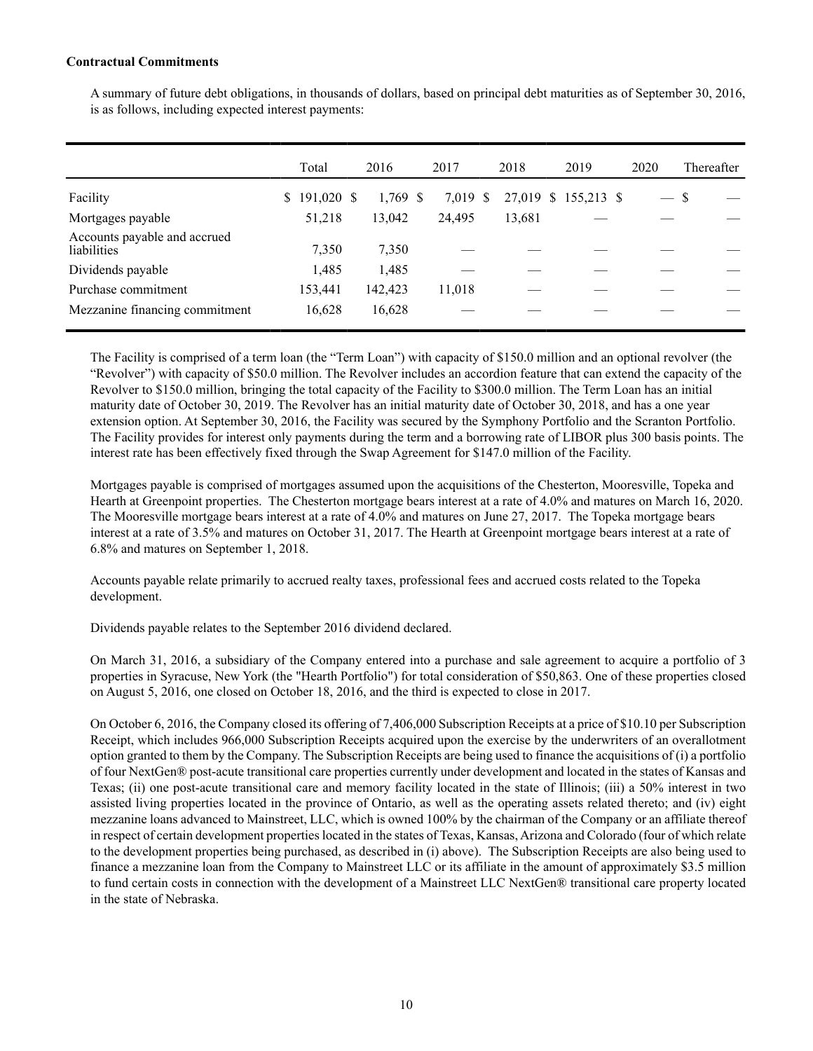**Contractual Commitments**

A summary of future debt obligations, in thousands of dollars, based on principal debt maturities as of September 30, 2016, is as follows, including expected interest payments:

| | Total | 2016 | 2017 | 2018 | 2019 | 2020 | Thereafter |
|---|---|---|---|---|---|---|---|
| Facility | $ 191,020 | $ 1,769 | $ 7,019 | $ 27,019 | $ 155,213 | $ — | $ — |
| Mortgages payable | 51,218 | 13,042 | 24,495 | 13,681 | — | — | — |
| Accounts payable and accrued liabilities | 7,350 | 7,350 | — | — | — | — | — |
| Dividends payable | 1,485 | 1,485 | — | — | — | — | — |
| Purchase commitment | 153,441 | 142,423 | 11,018 | — | — | — | — |
| Mezzanine financing commitment | 16,628 | 16,628 | — | — | — | — | — |

The Facility is comprised of a term loan (the "Term Loan") with capacity of $150.0 million and an optional revolver (the "Revolver") with capacity of $50.0 million. The Revolver includes an accordion feature that can extend the capacity of the Revolver to $150.0 million, bringing the total capacity of the Facility to $300.0 million. The Term Loan has an initial maturity date of October 30, 2019. The Revolver has an initial maturity date of October 30, 2018, and has a one year extension option. At September 30, 2016, the Facility was secured by the Symphony Portfolio and the Scranton Portfolio. The Facility provides for interest only payments during the term and a borrowing rate of LIBOR plus 300 basis points. The interest rate has been effectively fixed through the Swap Agreement for $147.0 million of the Facility.

Mortgages payable is comprised of mortgages assumed upon the acquisitions of the Chesterton, Mooresville, Topeka and Hearth at Greenpoint properties. The Chesterton mortgage bears interest at a rate of 4.0% and matures on March 16, 2020. The Mooresville mortgage bears interest at a rate of 4.0% and matures on June 27, 2017. The Topeka mortgage bears interest at a rate of 3.5% and matures on October 31, 2017. The Hearth at Greenpoint mortgage bears interest at a rate of 6.8% and matures on September 1, 2018.

Accounts payable relate primarily to accrued realty taxes, professional fees and accrued costs related to the Topeka development.

Dividends payable relates to the September 2016 dividend declared.

On March 31, 2016, a subsidiary of the Company entered into a purchase and sale agreement to acquire a portfolio of 3 properties in Syracuse, New York (the "Hearth Portfolio") for total consideration of $50,863. One of these properties closed on August 5, 2016, one closed on October 18, 2016, and the third is expected to close in 2017.

On October 6, 2016, the Company closed its offering of 7,406,000 Subscription Receipts at a price of $10.10 per Subscription Receipt, which includes 966,000 Subscription Receipts acquired upon the exercise by the underwriters of an overallotment option granted to them by the Company. The Subscription Receipts are being used to finance the acquisitions of (i) a portfolio of four NextGen® post-acute transitional care properties currently under development and located in the states of Kansas and Texas; (ii) one post-acute transitional care and memory facility located in the state of Illinois; (iii) a 50% interest in two assisted living properties located in the province of Ontario, as well as the operating assets related thereto; and (iv) eight mezzanine loans advanced to Mainstreet, LLC, which is owned 100% by the chairman of the Company or an affiliate thereof in respect of certain development properties located in the states of Texas, Kansas, Arizona and Colorado (four of which relate to the development properties being purchased, as described in (i) above). The Subscription Receipts are also being used to finance a mezzanine loan from the Company to Mainstreet LLC or its affiliate in the amount of approximately $3.5 million to fund certain costs in connection with the development of a Mainstreet LLC NextGen® transitional care property located in the state of Nebraska.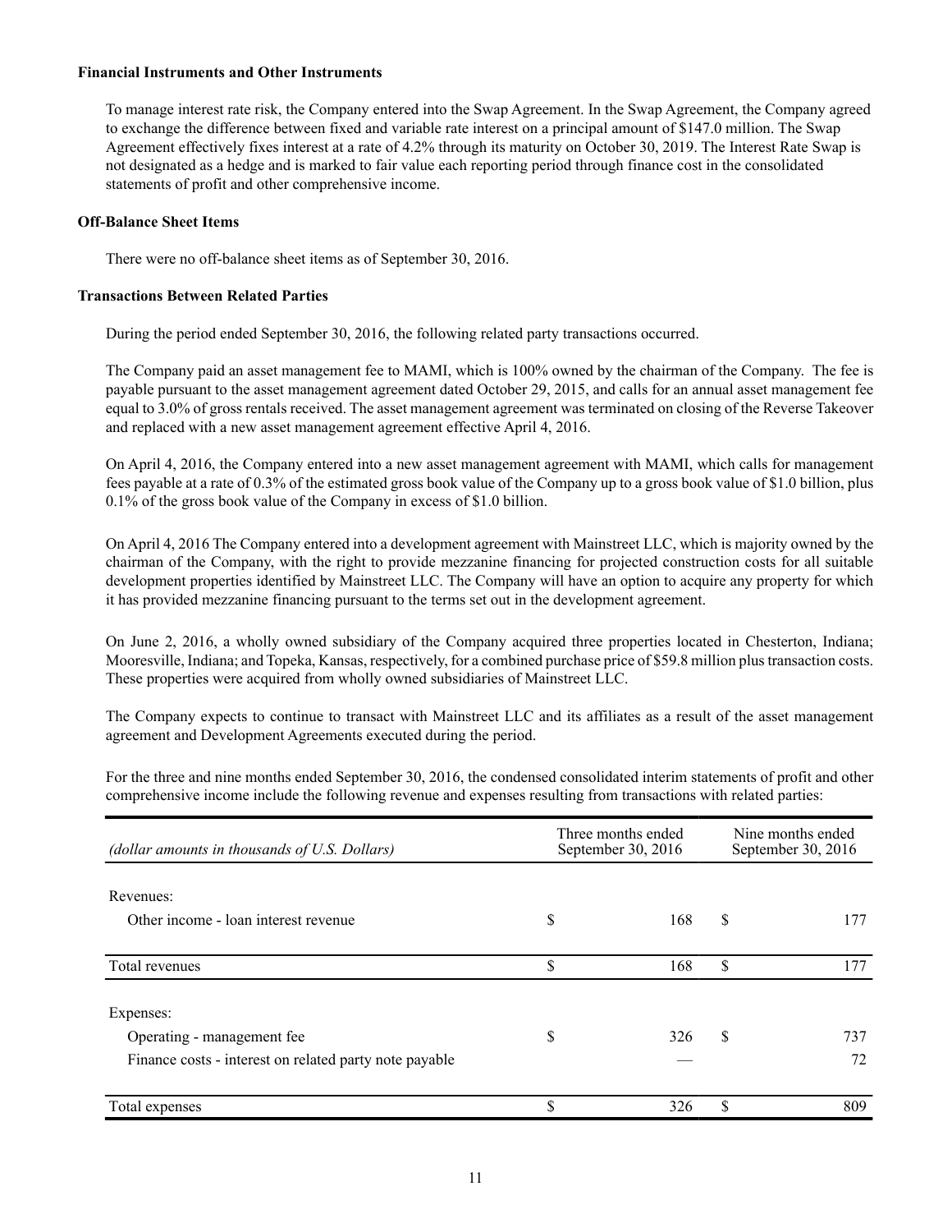### Financial Instruments and Other Instruments

To manage interest rate risk, the Company entered into the Swap Agreement. In the Swap Agreement, the Company agreed to exchange the difference between fixed and variable rate interest on a principal amount of $147.0 million. The Swap Agreement effectively fixes interest at a rate of 4.2% through its maturity on October 30, 2019. The Interest Rate Swap is not designated as a hedge and is marked to fair value each reporting period through finance cost in the consolidated statements of profit and other comprehensive income.

### Off-Balance Sheet Items

There were no off-balance sheet items as of September 30, 2016.

### Transactions Between Related Parties

During the period ended September 30, 2016, the following related party transactions occurred.

The Company paid an asset management fee to MAMI, which is 100% owned by the chairman of the Company. The fee is payable pursuant to the asset management agreement dated October 29, 2015, and calls for an annual asset management fee equal to 3.0% of gross rentals received. The asset management agreement was terminated on closing of the Reverse Takeover and replaced with a new asset management agreement effective April 4, 2016.

On April 4, 2016, the Company entered into a new asset management agreement with MAMI, which calls for management fees payable at a rate of 0.3% of the estimated gross book value of the Company up to a gross book value of $1.0 billion, plus 0.1% of the gross book value of the Company in excess of $1.0 billion.

On April 4, 2016 The Company entered into a development agreement with Mainstreet LLC, which is majority owned by the chairman of the Company, with the right to provide mezzanine financing for projected construction costs for all suitable development properties identified by Mainstreet LLC. The Company will have an option to acquire any property for which it has provided mezzanine financing pursuant to the terms set out in the development agreement.

On June 2, 2016, a wholly owned subsidiary of the Company acquired three properties located in Chesterton, Indiana; Mooresville, Indiana; and Topeka, Kansas, respectively, for a combined purchase price of $59.8 million plus transaction costs. These properties were acquired from wholly owned subsidiaries of Mainstreet LLC.

The Company expects to continue to transact with Mainstreet LLC and its affiliates as a result of the asset management agreement and Development Agreements executed during the period.

For the three and nine months ended September 30, 2016, the condensed consolidated interim statements of profit and other comprehensive income include the following revenue and expenses resulting from transactions with related parties:

| *(dollar amounts in thousands of U.S. Dollars)* | Three months ended September 30, 2016 | Nine months ended September 30, 2016 |
|---|---|---|
| Revenues: | | |
| Other income - loan interest revenue | $ 168 | $ 177 |
| Total revenues | $ 168 | $ 177 |
| Expenses: | | |
| Operating - management fee | $ 326 | $ 737 |
| Finance costs - interest on related party note payable | — | 72 |
| Total expenses | $ 326 | $ 809 |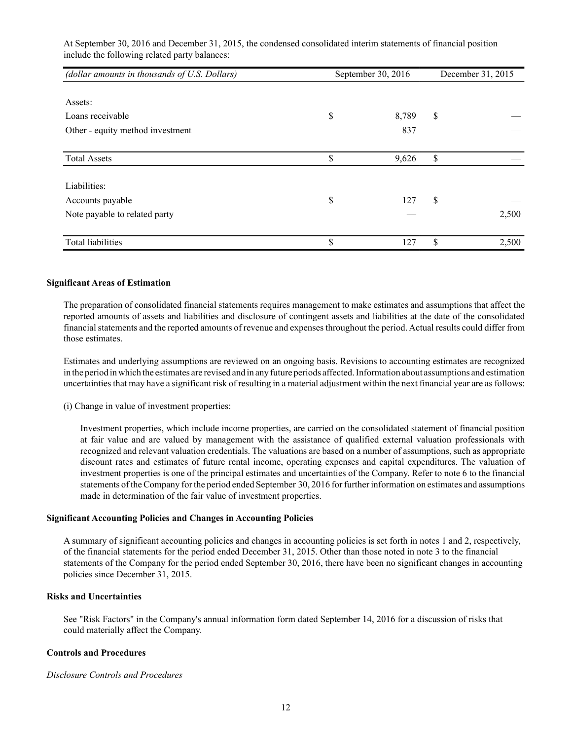At September 30, 2016 and December 31, 2015, the condensed consolidated interim statements of financial position include the following related party balances:

| *(dollar amounts in thousands of U.S. Dollars)* | September 30, 2016 | December 31, 2015 |
|---|---|---|
| Assets: | | |
| Loans receivable | $ 8,789 | $ — |
| Other - equity method investment | 837 | — |
| Total Assets | $ 9,626 | $ — |
| Liabilities: | | |
| Accounts payable | $ 127 | $ — |
| Note payable to related party | — | 2,500 |
| Total liabilities | $ 127 | $ 2,500 |

**Significant Areas of Estimation**

The preparation of consolidated financial statements requires management to make estimates and assumptions that affect the reported amounts of assets and liabilities and disclosure of contingent assets and liabilities at the date of the consolidated financial statements and the reported amounts of revenue and expenses throughout the period. Actual results could differ from those estimates.

Estimates and underlying assumptions are reviewed on an ongoing basis. Revisions to accounting estimates are recognized in the period in which the estimates are revised and in any future periods affected. Information about assumptions and estimation uncertainties that may have a significant risk of resulting in a material adjustment within the next financial year are as follows:

(i) Change in value of investment properties:

Investment properties, which include income properties, are carried on the consolidated statement of financial position at fair value and are valued by management with the assistance of qualified external valuation professionals with recognized and relevant valuation credentials. The valuations are based on a number of assumptions, such as appropriate discount rates and estimates of future rental income, operating expenses and capital expenditures. The valuation of investment properties is one of the principal estimates and uncertainties of the Company. Refer to note 6 to the financial statements of the Company for the period ended September 30, 2016 for further information on estimates and assumptions made in determination of the fair value of investment properties.

**Significant Accounting Policies and Changes in Accounting Policies**

A summary of significant accounting policies and changes in accounting policies is set forth in notes 1 and 2, respectively, of the financial statements for the period ended December 31, 2015. Other than those noted in note 3 to the financial statements of the Company for the period ended September 30, 2016, there have been no significant changes in accounting policies since December 31, 2015.

**Risks and Uncertainties**

See "Risk Factors" in the Company's annual information form dated September 14, 2016 for a discussion of risks that could materially affect the Company.

**Controls and Procedures**

*Disclosure Controls and Procedures*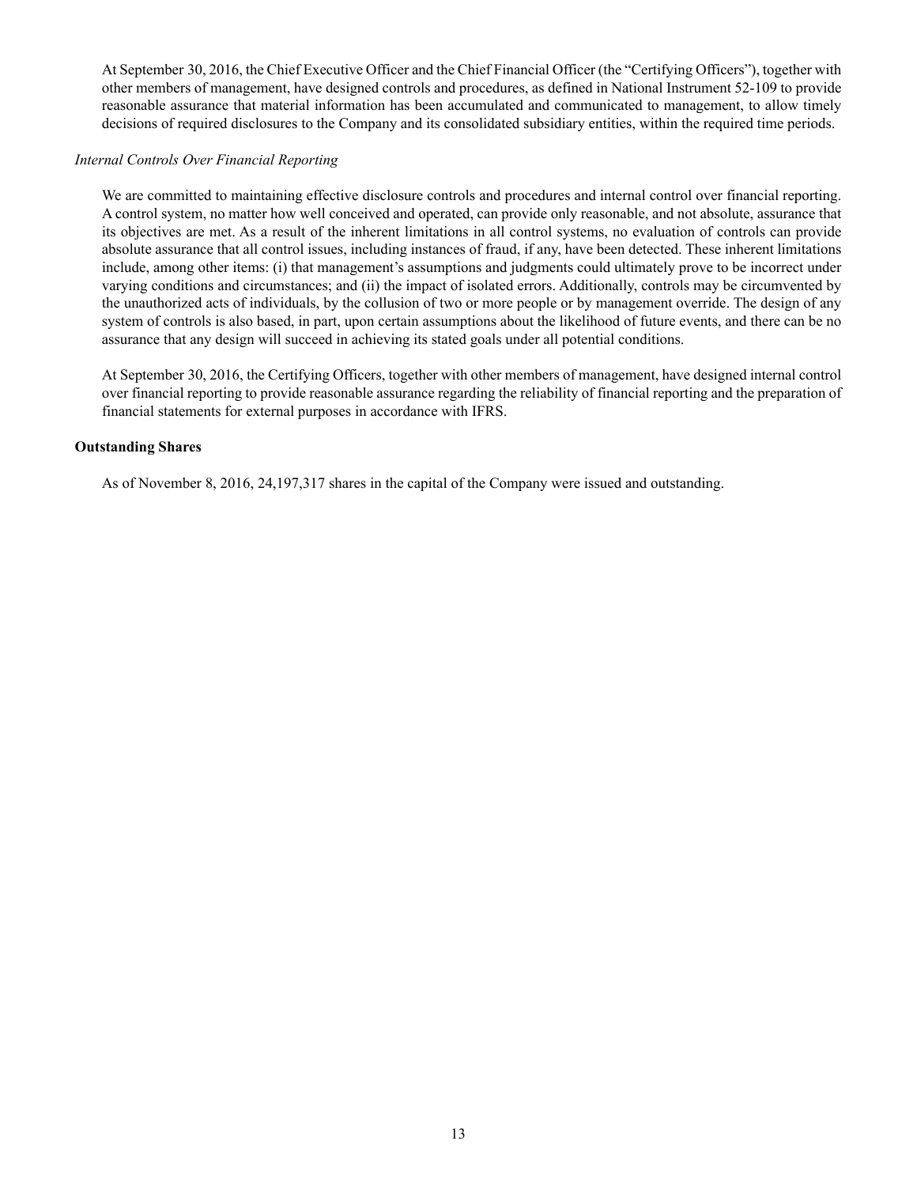At September 30, 2016, the Chief Executive Officer and the Chief Financial Officer (the "Certifying Officers"), together with other members of management, have designed controls and procedures, as defined in National Instrument 52-109 to provide reasonable assurance that material information has been accumulated and communicated to management, to allow timely decisions of required disclosures to the Company and its consolidated subsidiary entities, within the required time periods.

*Internal Controls Over Financial Reporting*

We are committed to maintaining effective disclosure controls and procedures and internal control over financial reporting. A control system, no matter how well conceived and operated, can provide only reasonable, and not absolute, assurance that its objectives are met. As a result of the inherent limitations in all control systems, no evaluation of controls can provide absolute assurance that all control issues, including instances of fraud, if any, have been detected. These inherent limitations include, among other items: (i) that management's assumptions and judgments could ultimately prove to be incorrect under varying conditions and circumstances; and (ii) the impact of isolated errors. Additionally, controls may be circumvented by the unauthorized acts of individuals, by the collusion of two or more people or by management override. The design of any system of controls is also based, in part, upon certain assumptions about the likelihood of future events, and there can be no assurance that any design will succeed in achieving its stated goals under all potential conditions.

At September 30, 2016, the Certifying Officers, together with other members of management, have designed internal control over financial reporting to provide reasonable assurance regarding the reliability of financial reporting and the preparation of financial statements for external purposes in accordance with IFRS.

**Outstanding Shares**

As of November 8, 2016, 24,197,317 shares in the capital of the Company were issued and outstanding.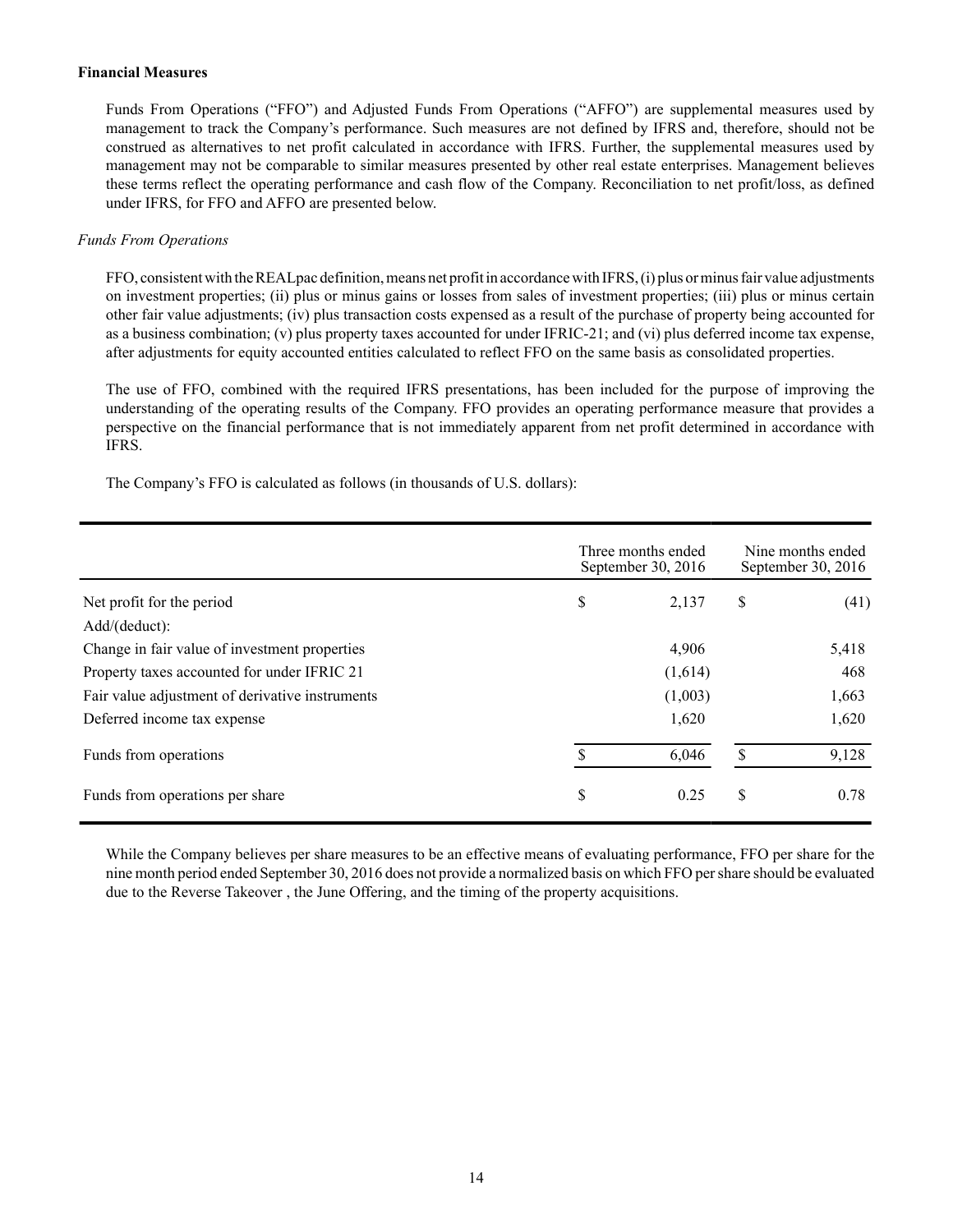**Financial Measures**

Funds From Operations ("FFO") and Adjusted Funds From Operations ("AFFO") are supplemental measures used by management to track the Company's performance. Such measures are not defined by IFRS and, therefore, should not be construed as alternatives to net profit calculated in accordance with IFRS. Further, the supplemental measures used by management may not be comparable to similar measures presented by other real estate enterprises. Management believes these terms reflect the operating performance and cash flow of the Company. Reconciliation to net profit/loss, as defined under IFRS, for FFO and AFFO are presented below.

*Funds From Operations*

FFO, consistent with the REALpac definition, means net profit in accordance with IFRS, (i) plus or minus fair value adjustments on investment properties; (ii) plus or minus gains or losses from sales of investment properties; (iii) plus or minus certain other fair value adjustments; (iv) plus transaction costs expensed as a result of the purchase of property being accounted for as a business combination; (v) plus property taxes accounted for under IFRIC-21; and (vi) plus deferred income tax expense, after adjustments for equity accounted entities calculated to reflect FFO on the same basis as consolidated properties.

The use of FFO, combined with the required IFRS presentations, has been included for the purpose of improving the understanding of the operating results of the Company. FFO provides an operating performance measure that provides a perspective on the financial performance that is not immediately apparent from net profit determined in accordance with IFRS.

The Company's FFO is calculated as follows (in thousands of U.S. dollars):

| | Three months ended September 30, 2016 | Nine months ended September 30, 2016 |
|---|---|---|
| Net profit for the period | $ 2,137 | $ (41) |
| Add/(deduct): | | |
| Change in fair value of investment properties | 4,906 | 5,418 |
| Property taxes accounted for under IFRIC 21 | (1,614) | 468 |
| Fair value adjustment of derivative instruments | (1,003) | 1,663 |
| Deferred income tax expense | 1,620 | 1,620 |
| Funds from operations | $ 6,046 | $ 9,128 |
| Funds from operations per share | $ 0.25 | $ 0.78 |

While the Company believes per share measures to be an effective means of evaluating performance, FFO per share for the nine month period ended September 30, 2016 does not provide a normalized basis on which FFO per share should be evaluated due to the Reverse Takeover , the June Offering, and the timing of the property acquisitions.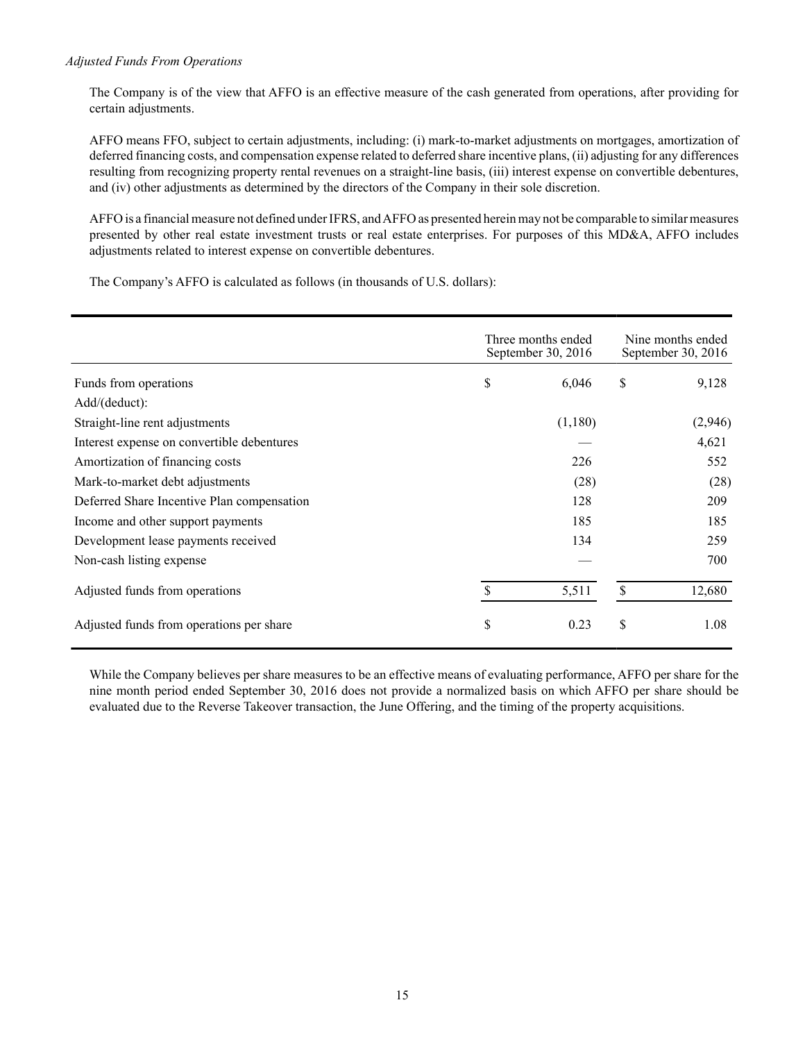*Adjusted Funds From Operations*

The Company is of the view that AFFO is an effective measure of the cash generated from operations, after providing for certain adjustments.

AFFO means FFO, subject to certain adjustments, including: (i) mark-to-market adjustments on mortgages, amortization of deferred financing costs, and compensation expense related to deferred share incentive plans, (ii) adjusting for any differences resulting from recognizing property rental revenues on a straight-line basis, (iii) interest expense on convertible debentures, and (iv) other adjustments as determined by the directors of the Company in their sole discretion.

AFFO is a financial measure not defined under IFRS, and AFFO as presented herein may not be comparable to similar measures presented by other real estate investment trusts or real estate enterprises. For purposes of this MD&A, AFFO includes adjustments related to interest expense on convertible debentures.

The Company's AFFO is calculated as follows (in thousands of U.S. dollars):

| | Three months ended September 30, 2016 | Nine months ended September 30, 2016 |
|---|---|---|
| Funds from operations | $ 6,046 | $ 9,128 |
| Add/(deduct): | | |
| Straight-line rent adjustments | (1,180) | (2,946) |
| Interest expense on convertible debentures | — | 4,621 |
| Amortization of financing costs | 226 | 552 |
| Mark-to-market debt adjustments | (28) | (28) |
| Deferred Share Incentive Plan compensation | 128 | 209 |
| Income and other support payments | 185 | 185 |
| Development lease payments received | 134 | 259 |
| Non-cash listing expense | — | 700 |
| Adjusted funds from operations | $ 5,511 | $ 12,680 |
| Adjusted funds from operations per share | $ 0.23 | $ 1.08 |

While the Company believes per share measures to be an effective means of evaluating performance, AFFO per share for the nine month period ended September 30, 2016 does not provide a normalized basis on which AFFO per share should be evaluated due to the Reverse Takeover transaction, the June Offering, and the timing of the property acquisitions.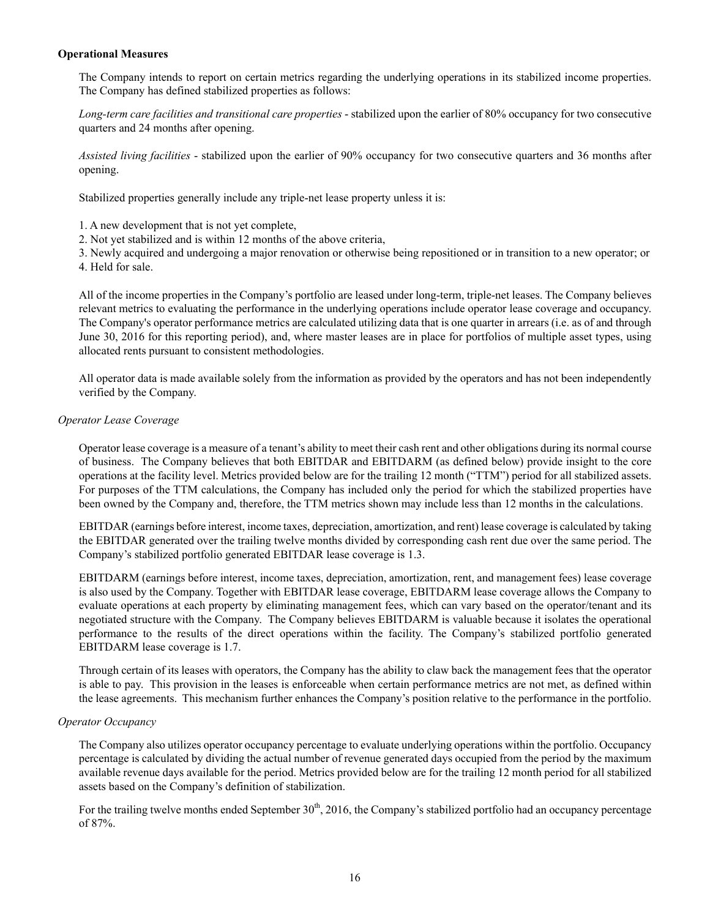**Operational Measures**

The Company intends to report on certain metrics regarding the underlying operations in its stabilized income properties. The Company has defined stabilized properties as follows:

*Long-term care facilities and transitional care properties* - stabilized upon the earlier of 80% occupancy for two consecutive quarters and 24 months after opening.

*Assisted living facilities* - stabilized upon the earlier of 90% occupancy for two consecutive quarters and 36 months after opening.

Stabilized properties generally include any triple-net lease property unless it is:

1. A new development that is not yet complete,
2. Not yet stabilized and is within 12 months of the above criteria,
3. Newly acquired and undergoing a major renovation or otherwise being repositioned or in transition to a new operator; or
4. Held for sale.

All of the income properties in the Company's portfolio are leased under long-term, triple-net leases. The Company believes relevant metrics to evaluating the performance in the underlying operations include operator lease coverage and occupancy. The Company's operator performance metrics are calculated utilizing data that is one quarter in arrears (i.e. as of and through June 30, 2016 for this reporting period), and, where master leases are in place for portfolios of multiple asset types, using allocated rents pursuant to consistent methodologies.

All operator data is made available solely from the information as provided by the operators and has not been independently verified by the Company.

*Operator Lease Coverage*

Operator lease coverage is a measure of a tenant's ability to meet their cash rent and other obligations during its normal course of business. The Company believes that both EBITDAR and EBITDARM (as defined below) provide insight to the core operations at the facility level. Metrics provided below are for the trailing 12 month ("TTM") period for all stabilized assets. For purposes of the TTM calculations, the Company has included only the period for which the stabilized properties have been owned by the Company and, therefore, the TTM metrics shown may include less than 12 months in the calculations.

EBITDAR (earnings before interest, income taxes, depreciation, amortization, and rent) lease coverage is calculated by taking the EBITDAR generated over the trailing twelve months divided by corresponding cash rent due over the same period. The Company's stabilized portfolio generated EBITDAR lease coverage is 1.3.

EBITDARM (earnings before interest, income taxes, depreciation, amortization, rent, and management fees) lease coverage is also used by the Company. Together with EBITDAR lease coverage, EBITDARM lease coverage allows the Company to evaluate operations at each property by eliminating management fees, which can vary based on the operator/tenant and its negotiated structure with the Company. The Company believes EBITDARM is valuable because it isolates the operational performance to the results of the direct operations within the facility. The Company's stabilized portfolio generated EBITDARM lease coverage is 1.7.

Through certain of its leases with operators, the Company has the ability to claw back the management fees that the operator is able to pay. This provision in the leases is enforceable when certain performance metrics are not met, as defined within the lease agreements. This mechanism further enhances the Company's position relative to the performance in the portfolio.

*Operator Occupancy*

The Company also utilizes operator occupancy percentage to evaluate underlying operations within the portfolio. Occupancy percentage is calculated by dividing the actual number of revenue generated days occupied from the period by the maximum available revenue days available for the period. Metrics provided below are for the trailing 12 month period for all stabilized assets based on the Company's definition of stabilization.

For the trailing twelve months ended September 30th, 2016, the Company's stabilized portfolio had an occupancy percentage of 87%.